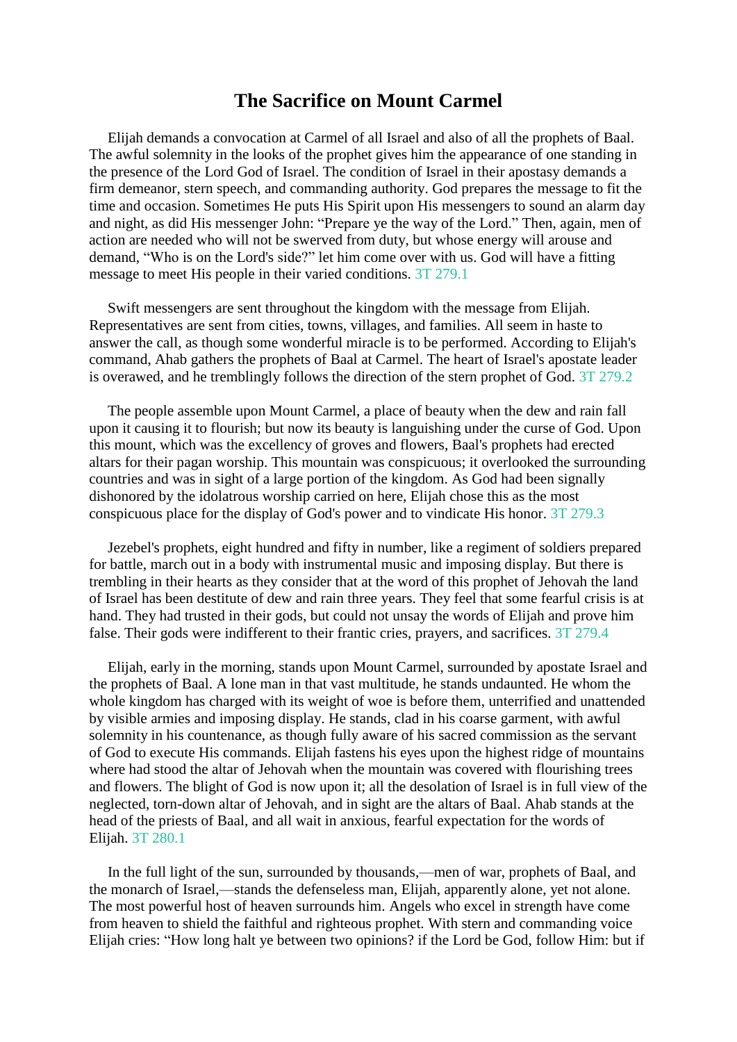# The Sacrifice on Mount Carmel

Elijah demands a convocation at Carmel of all Israel and also of all the prophets of Baal. The awful solemnity in the looks of the prophet gives him the appearance of one standing in the presence of the Lord God of Israel. The condition of Israel in their apostasy demands a firm demeanor, stern speech, and commanding authority. God prepares the message to fit the time and occasion. Sometimes He puts His Spirit upon His messengers to sound an alarm day and night, as did His messenger John: "Prepare ye the way of the Lord." Then, again, men of action are needed who will not be swerved from duty, but whose energy will arouse and demand, "Who is on the Lord's side?" let him come over with us. God will have a fitting message to meet His people in their varied conditions. 3T 279.1

Swift messengers are sent throughout the kingdom with the message from Elijah. Representatives are sent from cities, towns, villages, and families. All seem in haste to answer the call, as though some wonderful miracle is to be performed. According to Elijah's command, Ahab gathers the prophets of Baal at Carmel. The heart of Israel's apostate leader is overawed, and he tremblingly follows the direction of the stern prophet of God. 3T 279.2

The people assemble upon Mount Carmel, a place of beauty when the dew and rain fall upon it causing it to flourish; but now its beauty is languishing under the curse of God. Upon this mount, which was the excellency of groves and flowers, Baal's prophets had erected altars for their pagan worship. This mountain was conspicuous; it overlooked the surrounding countries and was in sight of a large portion of the kingdom. As God had been signally dishonored by the idolatrous worship carried on here, Elijah chose this as the most conspicuous place for the display of God's power and to vindicate His honor. 3T 279.3

Jezebel's prophets, eight hundred and fifty in number, like a regiment of soldiers prepared for battle, march out in a body with instrumental music and imposing display. But there is trembling in their hearts as they consider that at the word of this prophet of Jehovah the land of Israel has been destitute of dew and rain three years. They feel that some fearful crisis is at hand. They had trusted in their gods, but could not unsay the words of Elijah and prove him false. Their gods were indifferent to their frantic cries, prayers, and sacrifices. 3T 279.4

Elijah, early in the morning, stands upon Mount Carmel, surrounded by apostate Israel and the prophets of Baal. A lone man in that vast multitude, he stands undaunted. He whom the whole kingdom has charged with its weight of woe is before them, unterrified and unattended by visible armies and imposing display. He stands, clad in his coarse garment, with awful solemnity in his countenance, as though fully aware of his sacred commission as the servant of God to execute His commands. Elijah fastens his eyes upon the highest ridge of mountains where had stood the altar of Jehovah when the mountain was covered with flourishing trees and flowers. The blight of God is now upon it; all the desolation of Israel is in full view of the neglected, torn-down altar of Jehovah, and in sight are the altars of Baal. Ahab stands at the head of the priests of Baal, and all wait in anxious, fearful expectation for the words of Elijah. 3T 280.1

In the full light of the sun, surrounded by thousands,—men of war, prophets of Baal, and the monarch of Israel,—stands the defenseless man, Elijah, apparently alone, yet not alone. The most powerful host of heaven surrounds him. Angels who excel in strength have come from heaven to shield the faithful and righteous prophet. With stern and commanding voice Elijah cries: "How long halt ye between two opinions? if the Lord be God, follow Him: but if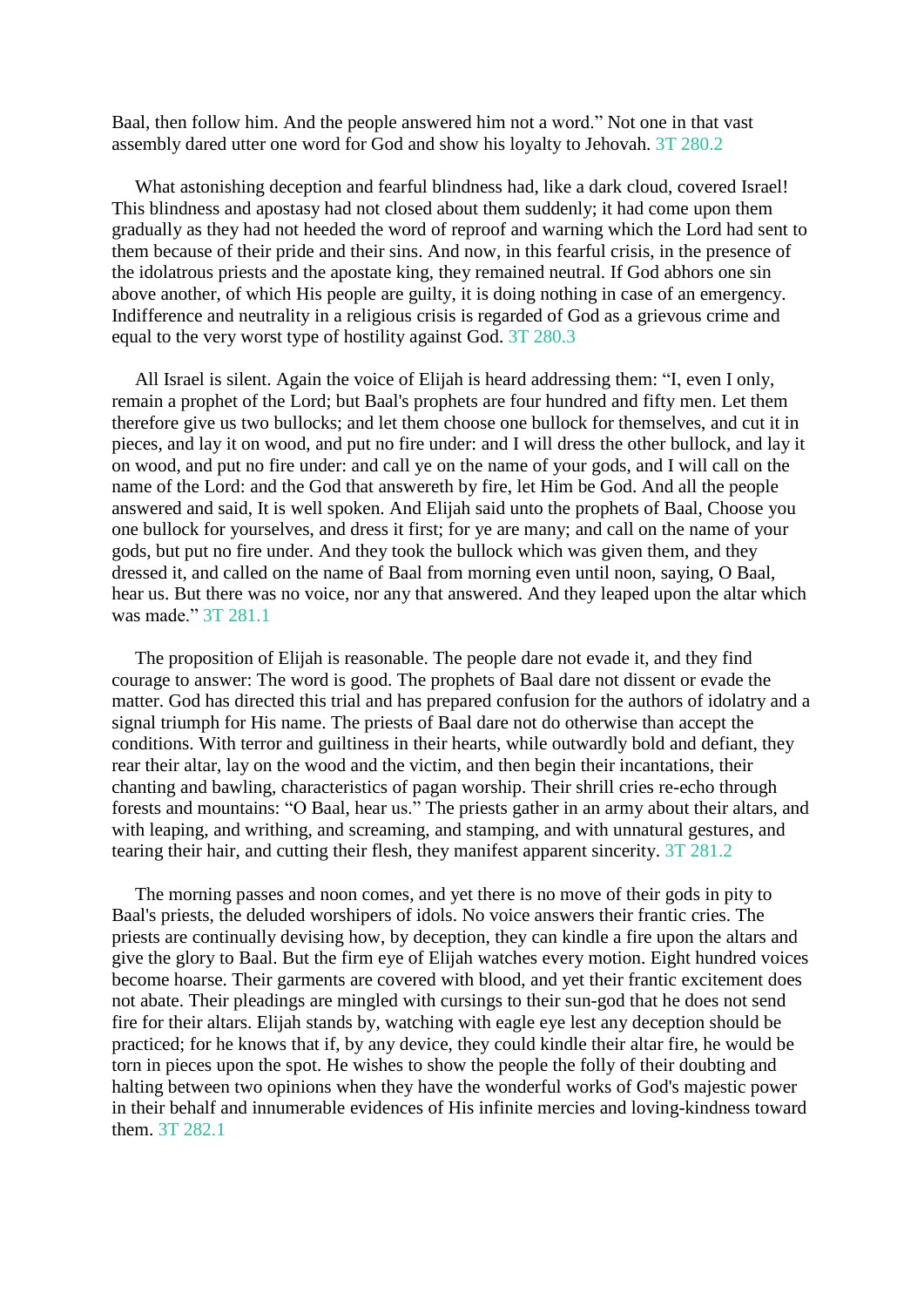Baal, then follow him. And the people answered him not a word." Not one in that vast assembly dared utter one word for God and show his loyalty to Jehovah. 3T 280.2

What astonishing deception and fearful blindness had, like a dark cloud, covered Israel! This blindness and apostasy had not closed about them suddenly; it had come upon them gradually as they had not heeded the word of reproof and warning which the Lord had sent to them because of their pride and their sins. And now, in this fearful crisis, in the presence of the idolatrous priests and the apostate king, they remained neutral. If God abhors one sin above another, of which His people are guilty, it is doing nothing in case of an emergency. Indifference and neutrality in a religious crisis is regarded of God as a grievous crime and equal to the very worst type of hostility against God. 3T 280.3

All Israel is silent. Again the voice of Elijah is heard addressing them: "I, even I only, remain a prophet of the Lord; but Baal's prophets are four hundred and fifty men. Let them therefore give us two bullocks; and let them choose one bullock for themselves, and cut it in pieces, and lay it on wood, and put no fire under: and I will dress the other bullock, and lay it on wood, and put no fire under: and call ye on the name of your gods, and I will call on the name of the Lord: and the God that answereth by fire, let Him be God. And all the people answered and said, It is well spoken. And Elijah said unto the prophets of Baal, Choose you one bullock for yourselves, and dress it first; for ye are many; and call on the name of your gods, but put no fire under. And they took the bullock which was given them, and they dressed it, and called on the name of Baal from morning even until noon, saying, O Baal, hear us. But there was no voice, nor any that answered. And they leaped upon the altar which was made." 3T 281.1

The proposition of Elijah is reasonable. The people dare not evade it, and they find courage to answer: The word is good. The prophets of Baal dare not dissent or evade the matter. God has directed this trial and has prepared confusion for the authors of idolatry and a signal triumph for His name. The priests of Baal dare not do otherwise than accept the conditions. With terror and guiltiness in their hearts, while outwardly bold and defiant, they rear their altar, lay on the wood and the victim, and then begin their incantations, their chanting and bawling, characteristics of pagan worship. Their shrill cries re-echo through forests and mountains: "O Baal, hear us." The priests gather in an army about their altars, and with leaping, and writhing, and screaming, and stamping, and with unnatural gestures, and tearing their hair, and cutting their flesh, they manifest apparent sincerity. 3T 281.2

The morning passes and noon comes, and yet there is no move of their gods in pity to Baal's priests, the deluded worshipers of idols. No voice answers their frantic cries. The priests are continually devising how, by deception, they can kindle a fire upon the altars and give the glory to Baal. But the firm eye of Elijah watches every motion. Eight hundred voices become hoarse. Their garments are covered with blood, and yet their frantic excitement does not abate. Their pleadings are mingled with cursings to their sun-god that he does not send fire for their altars. Elijah stands by, watching with eagle eye lest any deception should be practiced; for he knows that if, by any device, they could kindle their altar fire, he would be torn in pieces upon the spot. He wishes to show the people the folly of their doubting and halting between two opinions when they have the wonderful works of God's majestic power in their behalf and innumerable evidences of His infinite mercies and loving-kindness toward them. 3T 282.1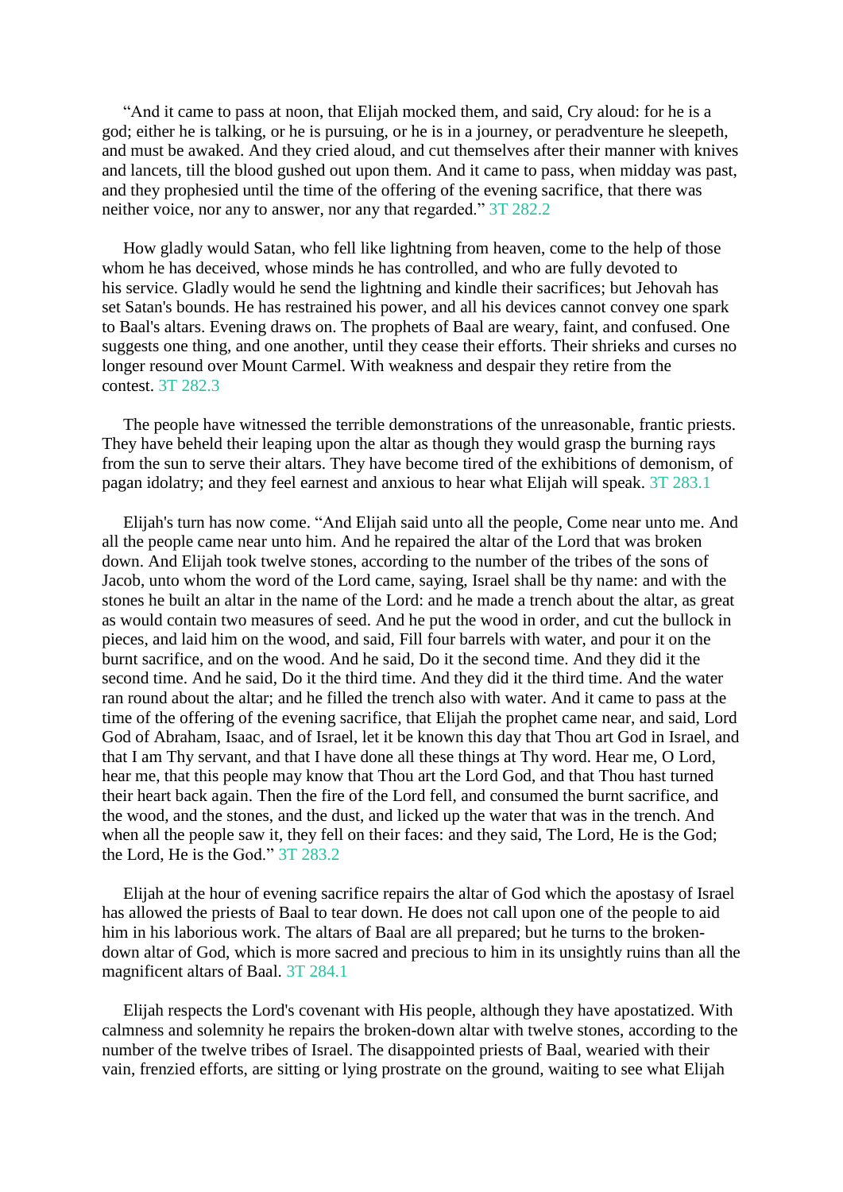“And it came to pass at noon, that Elijah mocked them, and said, Cry aloud: for he is a god; either he is talking, or he is pursuing, or he is in a journey, or peradventure he sleepeth, and must be awaked. And they cried aloud, and cut themselves after their manner with knives and lancets, till the blood gushed out upon them. And it came to pass, when midday was past, and they prophesied until the time of the offering of the evening sacrifice, that there was neither voice, nor any to answer, nor any that regarded.” 3T 282.2

How gladly would Satan, who fell like lightning from heaven, come to the help of those whom he has deceived, whose minds he has controlled, and who are fully devoted to his service. Gladly would he send the lightning and kindle their sacrifices; but Jehovah has set Satan's bounds. He has restrained his power, and all his devices cannot convey one spark to Baal's altars. Evening draws on. The prophets of Baal are weary, faint, and confused. One suggests one thing, and one another, until they cease their efforts. Their shrieks and curses no longer resound over Mount Carmel. With weakness and despair they retire from the contest. 3T 282.3

The people have witnessed the terrible demonstrations of the unreasonable, frantic priests. They have beheld their leaping upon the altar as though they would grasp the burning rays from the sun to serve their altars. They have become tired of the exhibitions of demonism, of pagan idolatry; and they feel earnest and anxious to hear what Elijah will speak. 3T 283.1

Elijah's turn has now come. “And Elijah said unto all the people, Come near unto me. And all the people came near unto him. And he repaired the altar of the Lord that was broken down. And Elijah took twelve stones, according to the number of the tribes of the sons of Jacob, unto whom the word of the Lord came, saying, Israel shall be thy name: and with the stones he built an altar in the name of the Lord: and he made a trench about the altar, as great as would contain two measures of seed. And he put the wood in order, and cut the bullock in pieces, and laid him on the wood, and said, Fill four barrels with water, and pour it on the burnt sacrifice, and on the wood. And he said, Do it the second time. And they did it the second time. And he said, Do it the third time. And they did it the third time. And the water ran round about the altar; and he filled the trench also with water. And it came to pass at the time of the offering of the evening sacrifice, that Elijah the prophet came near, and said, Lord God of Abraham, Isaac, and of Israel, let it be known this day that Thou art God in Israel, and that I am Thy servant, and that I have done all these things at Thy word. Hear me, O Lord, hear me, that this people may know that Thou art the Lord God, and that Thou hast turned their heart back again. Then the fire of the Lord fell, and consumed the burnt sacrifice, and the wood, and the stones, and the dust, and licked up the water that was in the trench. And when all the people saw it, they fell on their faces: and they said, The Lord, He is the God; the Lord, He is the God.” 3T 283.2

Elijah at the hour of evening sacrifice repairs the altar of God which the apostasy of Israel has allowed the priests of Baal to tear down. He does not call upon one of the people to aid him in his laborious work. The altars of Baal are all prepared; but he turns to the broken-down altar of God, which is more sacred and precious to him in its unsightly ruins than all the magnificent altars of Baal. 3T 284.1

Elijah respects the Lord's covenant with His people, although they have apostatized. With calmness and solemnity he repairs the broken-down altar with twelve stones, according to the number of the twelve tribes of Israel. The disappointed priests of Baal, wearied with their vain, frenzied efforts, are sitting or lying prostrate on the ground, waiting to see what Elijah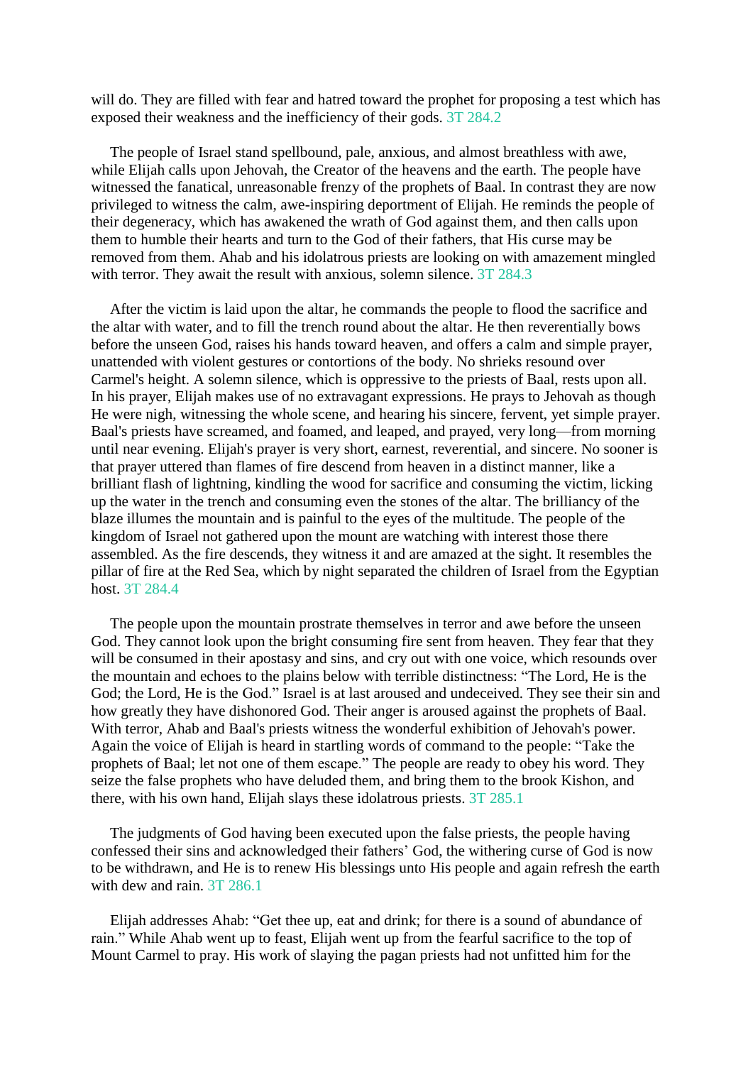will do. They are filled with fear and hatred toward the prophet for proposing a test which has exposed their weakness and the inefficiency of their gods. 3T 284.2

The people of Israel stand spellbound, pale, anxious, and almost breathless with awe, while Elijah calls upon Jehovah, the Creator of the heavens and the earth. The people have witnessed the fanatical, unreasonable frenzy of the prophets of Baal. In contrast they are now privileged to witness the calm, awe-inspiring deportment of Elijah. He reminds the people of their degeneracy, which has awakened the wrath of God against them, and then calls upon them to humble their hearts and turn to the God of their fathers, that His curse may be removed from them. Ahab and his idolatrous priests are looking on with amazement mingled with terror. They await the result with anxious, solemn silence. 3T 284.3

After the victim is laid upon the altar, he commands the people to flood the sacrifice and the altar with water, and to fill the trench round about the altar. He then reverentially bows before the unseen God, raises his hands toward heaven, and offers a calm and simple prayer, unattended with violent gestures or contortions of the body. No shrieks resound over Carmel's height. A solemn silence, which is oppressive to the priests of Baal, rests upon all. In his prayer, Elijah makes use of no extravagant expressions. He prays to Jehovah as though He were nigh, witnessing the whole scene, and hearing his sincere, fervent, yet simple prayer. Baal's priests have screamed, and foamed, and leaped, and prayed, very long—from morning until near evening. Elijah's prayer is very short, earnest, reverential, and sincere. No sooner is that prayer uttered than flames of fire descend from heaven in a distinct manner, like a brilliant flash of lightning, kindling the wood for sacrifice and consuming the victim, licking up the water in the trench and consuming even the stones of the altar. The brilliancy of the blaze illumes the mountain and is painful to the eyes of the multitude. The people of the kingdom of Israel not gathered upon the mount are watching with interest those there assembled. As the fire descends, they witness it and are amazed at the sight. It resembles the pillar of fire at the Red Sea, which by night separated the children of Israel from the Egyptian host. 3T 284.4

The people upon the mountain prostrate themselves in terror and awe before the unseen God. They cannot look upon the bright consuming fire sent from heaven. They fear that they will be consumed in their apostasy and sins, and cry out with one voice, which resounds over the mountain and echoes to the plains below with terrible distinctness: "The Lord, He is the God; the Lord, He is the God." Israel is at last aroused and undeceived. They see their sin and how greatly they have dishonored God. Their anger is aroused against the prophets of Baal. With terror, Ahab and Baal's priests witness the wonderful exhibition of Jehovah's power. Again the voice of Elijah is heard in startling words of command to the people: "Take the prophets of Baal; let not one of them escape." The people are ready to obey his word. They seize the false prophets who have deluded them, and bring them to the brook Kishon, and there, with his own hand, Elijah slays these idolatrous priests. 3T 285.1

The judgments of God having been executed upon the false priests, the people having confessed their sins and acknowledged their fathers' God, the withering curse of God is now to be withdrawn, and He is to renew His blessings unto His people and again refresh the earth with dew and rain. 3T 286.1

Elijah addresses Ahab: "Get thee up, eat and drink; for there is a sound of abundance of rain." While Ahab went up to feast, Elijah went up from the fearful sacrifice to the top of Mount Carmel to pray. His work of slaying the pagan priests had not unfitted him for the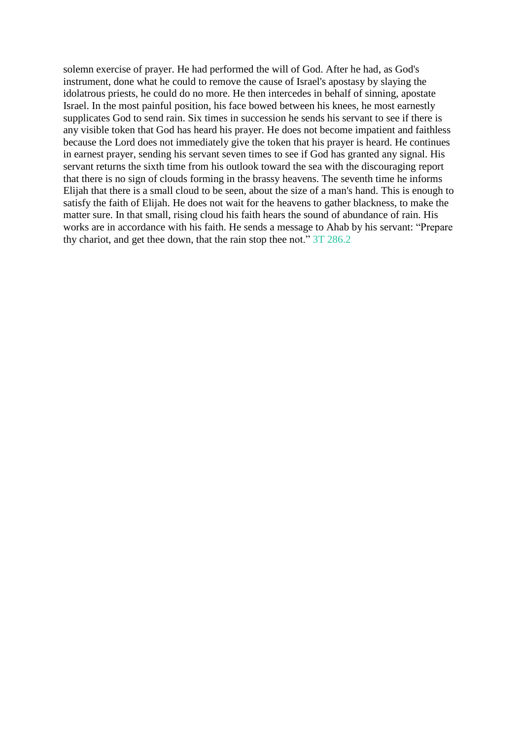solemn exercise of prayer. He had performed the will of God. After he had, as God's instrument, done what he could to remove the cause of Israel's apostasy by slaying the idolatrous priests, he could do no more. He then intercedes in behalf of sinning, apostate Israel. In the most painful position, his face bowed between his knees, he most earnestly supplicates God to send rain. Six times in succession he sends his servant to see if there is any visible token that God has heard his prayer. He does not become impatient and faithless because the Lord does not immediately give the token that his prayer is heard. He continues in earnest prayer, sending his servant seven times to see if God has granted any signal. His servant returns the sixth time from his outlook toward the sea with the discouraging report that there is no sign of clouds forming in the brassy heavens. The seventh time he informs Elijah that there is a small cloud to be seen, about the size of a man's hand. This is enough to satisfy the faith of Elijah. He does not wait for the heavens to gather blackness, to make the matter sure. In that small, rising cloud his faith hears the sound of abundance of rain. His works are in accordance with his faith. He sends a message to Ahab by his servant: "Prepare thy chariot, and get thee down, that the rain stop thee not." 3T 286.2